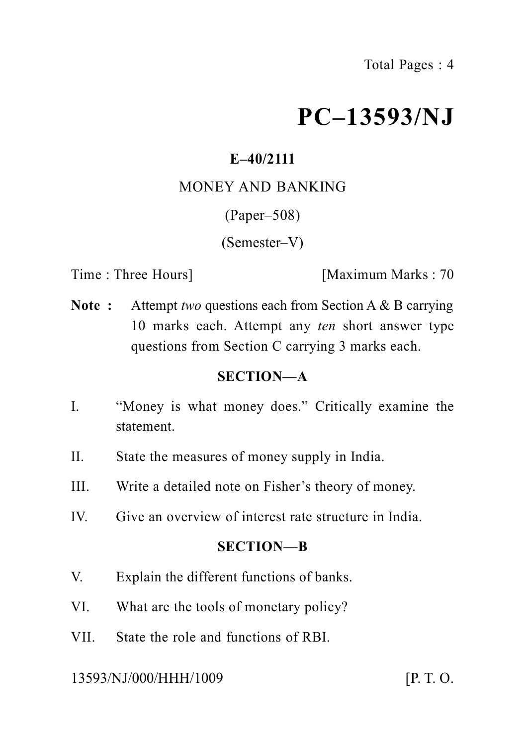# PC–13593/NJ

**E–40/2111**

MONEY AND BANKING

(Paper–508)

(Semester–V)

Time : Three Hours] [Maximum Marks : 70

**Note :** Attempt *two* questions each from Section A & B carrying 10 marks each. Attempt any *ten* short answer type questions from Section C carrying 3 marks each.

## SECTION—A

I. "Money is what money does." Critically examine the statement.

II. State the measures of money supply in India.

III. Write a detailed note on Fisher's theory of money.

IV. Give an overview of interest rate structure in India.

## SECTION—B

V. Explain the different functions of banks.

VI. What are the tools of monetary policy?

VII. State the role and functions of RBI.

13593/NJ/000/HHH/1009 [P. T. O.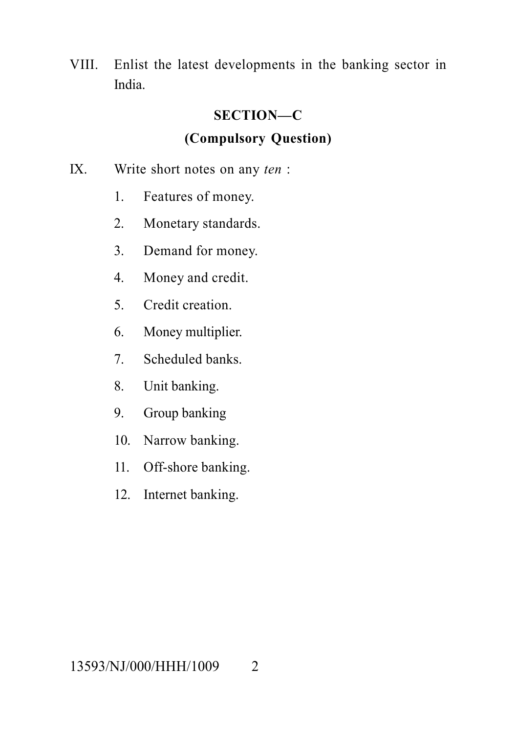VIII. Enlist the latest developments in the banking sector in India.

## SECTION—C

### (Compulsory Question)

IX. Write short notes on any *ten* :

1. Features of money.
2. Monetary standards.
3. Demand for money.
4. Money and credit.
5. Credit creation.
6. Money multiplier.
7. Scheduled banks.
8. Unit banking.
9. Group banking
10. Narrow banking.
11. Off-shore banking.
12. Internet banking.

13593/NJ/000/HHH/1009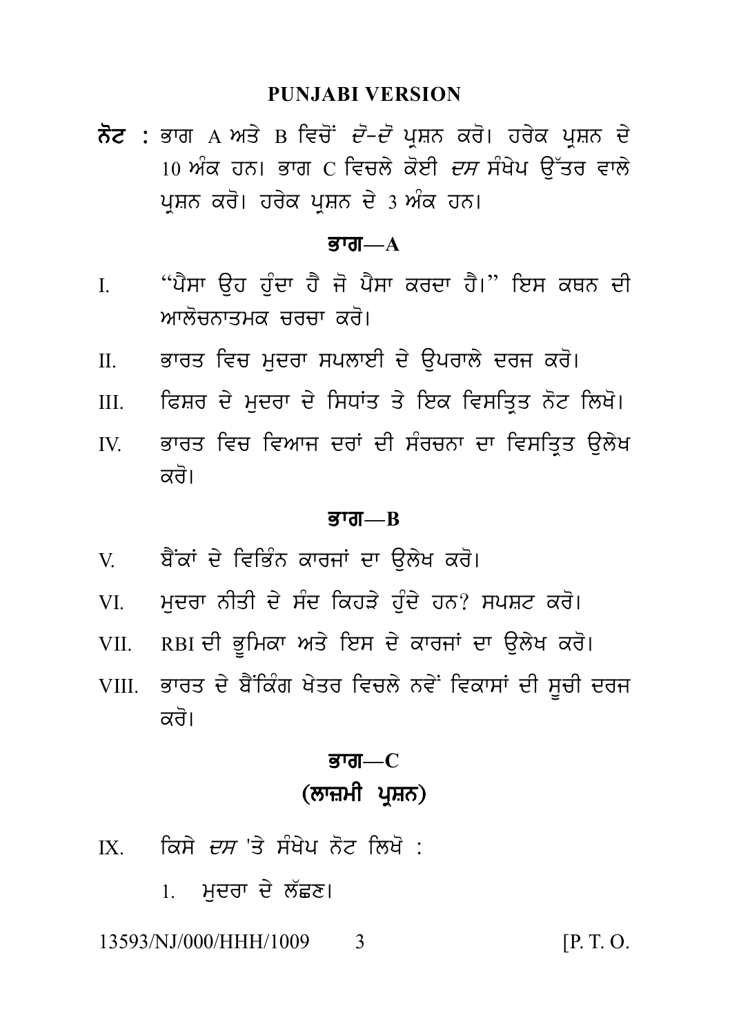## PUNJABI VERSION

**ਨੋਟ :** ਭਾਗ A ਅਤੇ B ਵਿਚੋਂ *ਦੋ-ਦੋ* ਪ੍ਰਸ਼ਨ ਕਰੋ। ਹਰੇਕ ਪ੍ਰਸ਼ਨ ਦੇ 10 ਅੰਕ ਹਨ। ਭਾਗ C ਵਿਚਲੇ ਕੋਈ *ਦਸ* ਸੰਖੇਪ ਉੱਤਰ ਵਾਲੇ ਪ੍ਰਸ਼ਨ ਕਰੋ। ਹਰੇਕ ਪ੍ਰਸ਼ਨ ਦੇ 3 ਅੰਕ ਹਨ।

### ਭਾਗ—A

I. "ਪੈਸਾ ਉਹ ਹੁੰਦਾ ਹੈ ਜੋ ਪੈਸਾ ਕਰਦਾ ਹੈ।" ਇਸ ਕਥਨ ਦੀ ਆਲੋਚਨਾਤਮਕ ਚਰਚਾ ਕਰੋ।

II. ਭਾਰਤ ਵਿਚ ਮੁਦਰਾ ਸਪਲਾਈ ਦੇ ਉਪਰਾਲੇ ਦਰਜ ਕਰੋ।

III. ਫਿਸ਼ਰ ਦੇ ਮੁਦਰਾ ਦੇ ਸਿਧਾਂਤ ਤੇ ਇਕ ਵਿਸਤ੍ਰਿਤ ਨੋਟ ਲਿਖੋ।

IV. ਭਾਰਤ ਵਿਚ ਵਿਆਜ ਦਰਾਂ ਦੀ ਸੰਰਚਨਾ ਦਾ ਵਿਸਤ੍ਰਿਤ ਉਲੇਖ ਕਰੋ।

### ਭਾਗ—B

V. ਬੈਂਕਾਂ ਦੇ ਵਿਭਿੰਨ ਕਾਰਜਾਂ ਦਾ ਉਲੇਖ ਕਰੋ।

VI. ਮੁਦਰਾ ਨੀਤੀ ਦੇ ਸੰਦ ਕਿਹੜੇ ਹੁੰਦੇ ਹਨ? ਸਪਸ਼ਟ ਕਰੋ।

VII. RBI ਦੀ ਭੂਮਿਕਾ ਅਤੇ ਇਸ ਦੇ ਕਾਰਜਾਂ ਦਾ ਉਲੇਖ ਕਰੋ।

VIII. ਭਾਰਤ ਦੇ ਬੈਂਕਿੰਗ ਖੇਤਰ ਵਿਚਲੇ ਨਵੇਂ ਵਿਕਾਸਾਂ ਦੀ ਸੂਚੀ ਦਰਜ ਕਰੋ।

### ਭਾਗ—C
### (ਲਾਜ਼ਮੀ ਪ੍ਰਸ਼ਨ)

IX. ਕਿਸੇ *ਦਸ* 'ਤੇ ਸੰਖੇਪ ਨੋਟ ਲਿਖੋ :

1. ਮੁਦਰਾ ਦੇ ਲੱਛਣ।

13593/NJ/000/HHH/1009 [P. T. O.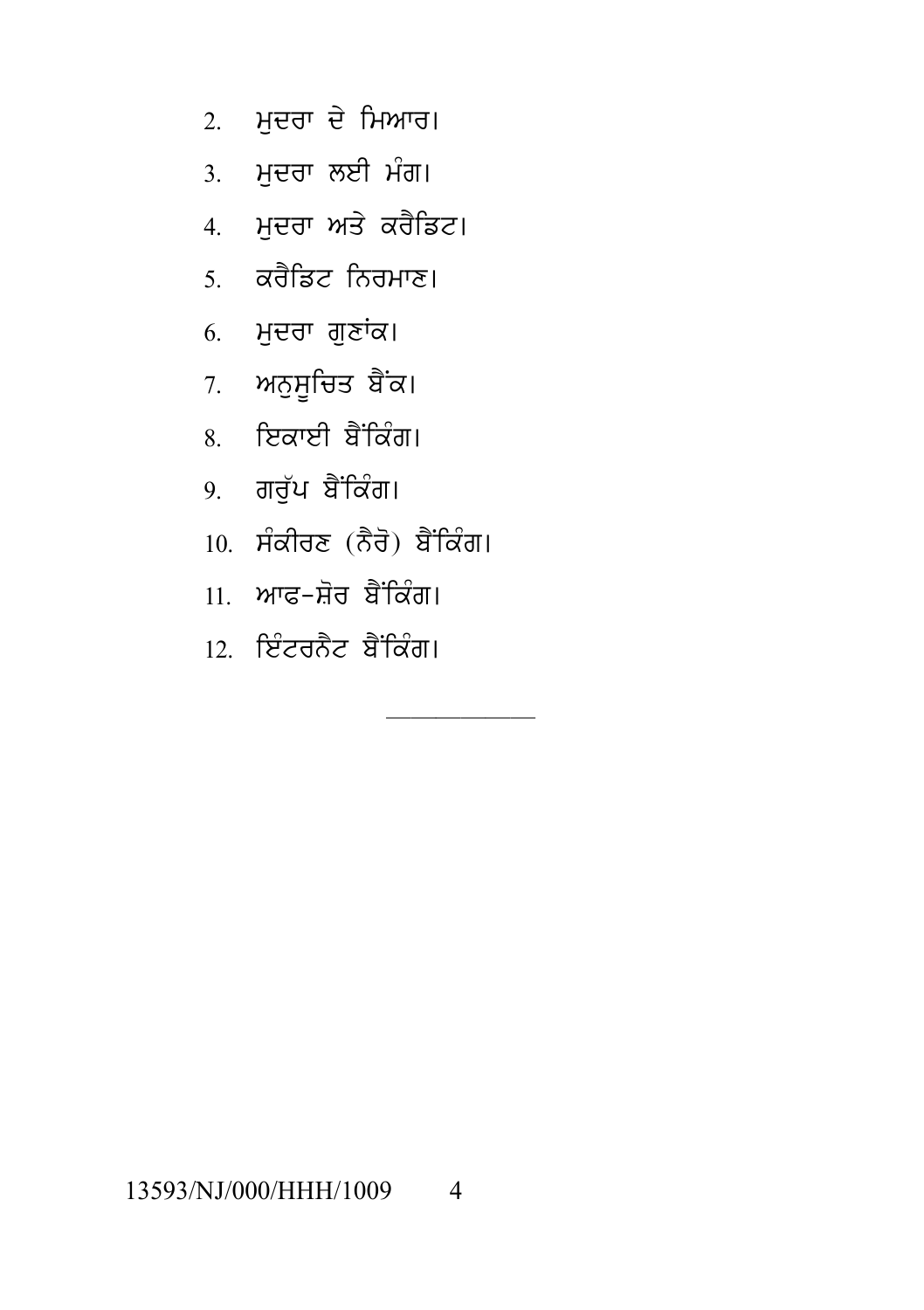2. ਮੁਦਰਾ ਦੇ ਮਿਆਰ।
3. ਮੁਦਰਾ ਲਈ ਮੰਗ।
4. ਮੁਦਰਾ ਅਤੇ ਕਰੈਡਿਟ।
5. ਕਰੈਡਿਟ ਨਿਰਮਾਣ।
6. ਮੁਦਰਾ ਗੁਣਾਂਕ।
7. ਅਨੁਸੂਚਿਤ ਬੈਂਕ।
8. ਇਕਾਈ ਬੈਂਕਿੰਗ।
9. ਗਰੁੱਪ ਬੈਂਕਿੰਗ।
10. ਸੰਕੀਰਣ (ਨੈਰੋ) ਬੈਂਕਿੰਗ।
11. ਆਫ-ਸ਼ੋਰ ਬੈਂਕਿੰਗ।
12. ਇੰਟਰਨੈਟ ਬੈਂਕਿੰਗ।

---

13593/NJ/000/HHH/1009